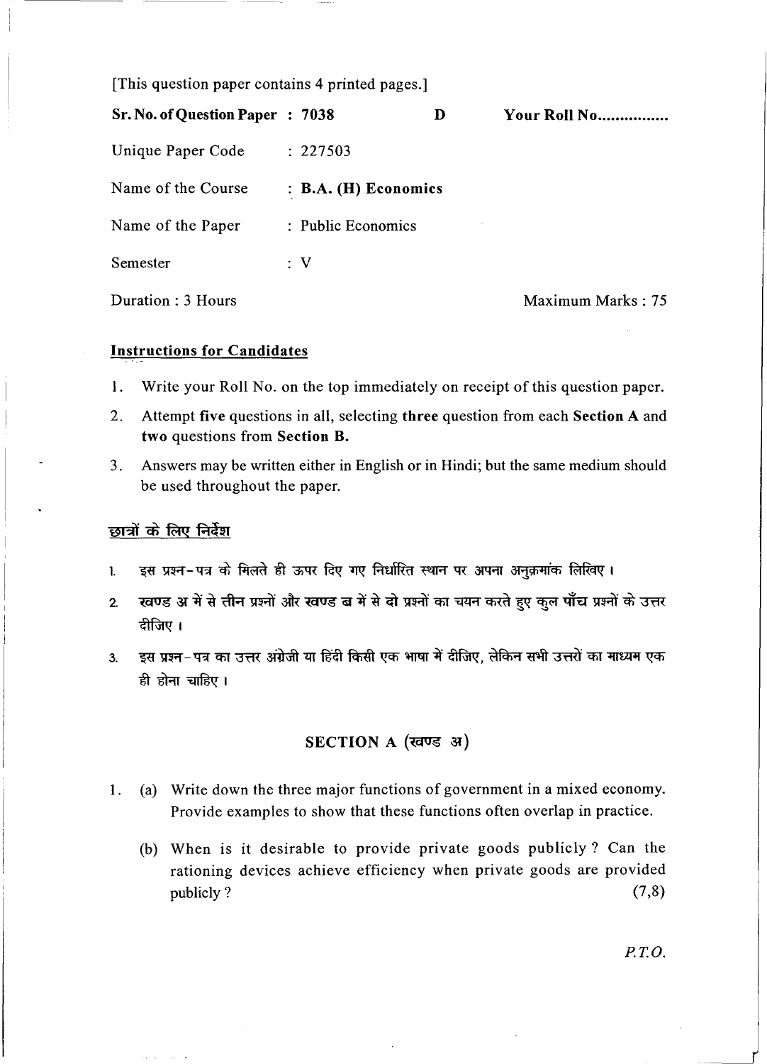[This question paper contains 4 printed pages.]

**Sr. No. of Question Paper : 7038** **D** **Your Roll No................**

Unique Paper Code : 227503

Name of the Course : **B.A. (H) Economics**

Name of the Paper : Public Economics

Semester : V

Duration : 3 Hours Maximum Marks : 75

## Instructions for Candidates

1. Write your Roll No. on the top immediately on receipt of this question paper.
2. Attempt **five** questions in all, selecting **three** question from each **Section A** and **two** questions from **Section B.**
3. Answers may be written either in English or in Hindi; but the same medium should be used throughout the paper.

## छात्रों के लिए निर्देश

1. इस प्रश्न-पत्र के मिलते ही ऊपर दिए गए निर्धारित स्थान पर अपना अनुक्रमांक लिखिए।
2. खण्ड अ में से तीन प्रश्नों और खण्ड ब में से दो प्रश्नों का चयन करते हुए कुल पाँच प्रश्नों के उत्तर दीजिए।
3. इस प्रश्न-पत्र का उत्तर अंग्रेज़ी या हिंदी किसी एक भाषा में दीजिए, लेकिन सभी उत्तरों का माध्यम एक ही होना चाहिए।

## SECTION A (खण्ड अ)

1. (a) Write down the three major functions of government in a mixed economy. Provide examples to show that these functions often overlap in practice.

   (b) When is it desirable to provide private goods publicly? Can the rationing devices achieve efficiency when private goods are provided publicly? (7,8)

*P.T.O.*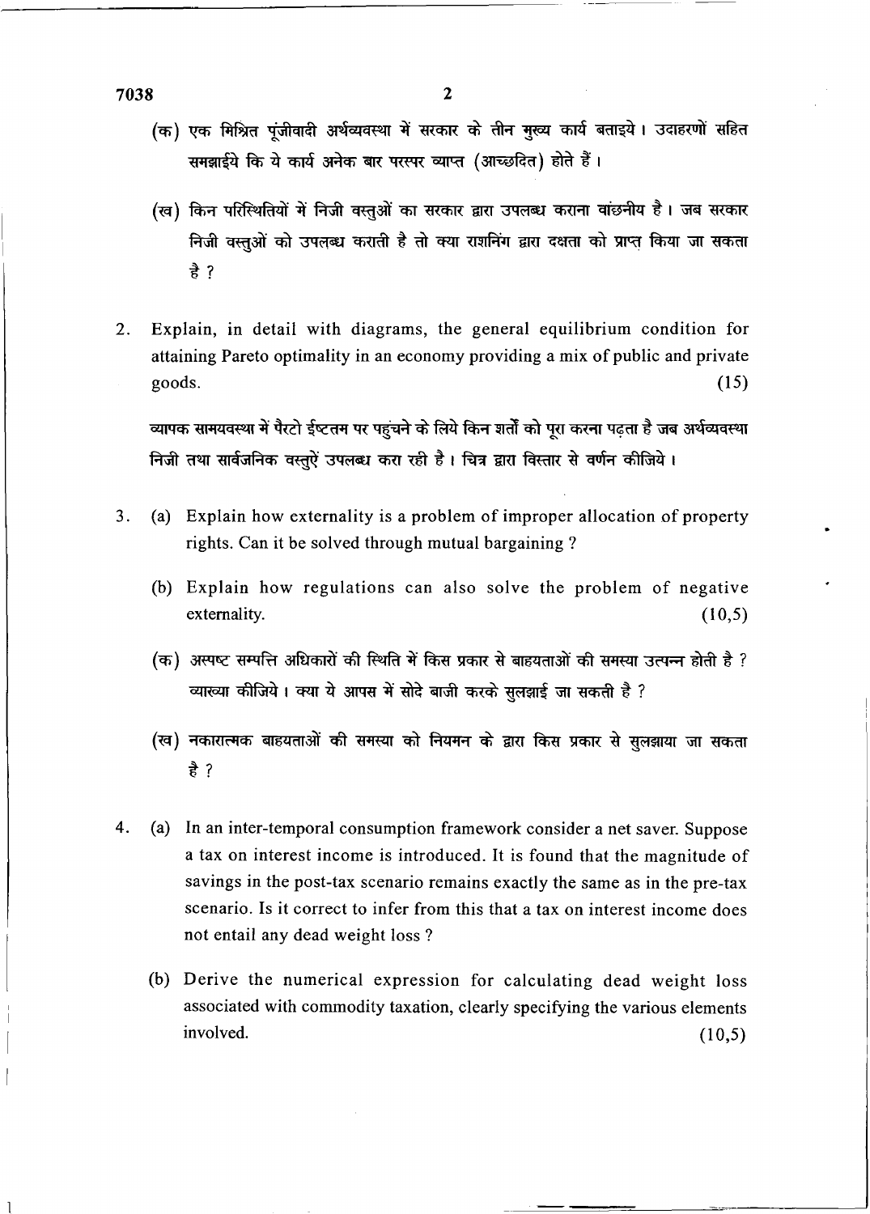(क) एक मिश्रित पूंजीवादी अर्थव्यवस्था में सरकार के तीन मुख्य कार्य बताइये। उदाहरणों सहित समझाईये कि ये कार्य अनेक बार परस्पर व्याप्त (आच्छदित) होते हैं।

(ख) किन परिस्थितियों में निजी वस्तुओं का सरकार द्वारा उपलब्ध कराना वांछनीय है। जब सरकार निजी वस्तुओं को उपलब्ध कराती है तो क्या राशनिंग द्वारा दक्षता को प्राप्त किया जा सकता है ?

2. Explain, in detail with diagrams, the general equilibrium condition for attaining Pareto optimality in an economy providing a mix of public and private goods. (15)

व्यापक सामयवस्था में पैरटो ईष्टतम पर पहुंचने के लिये किन शर्तों को पूरा करना पड़ता है जब अर्थव्यवस्था निजी तथा सार्वजनिक वस्तुऐं उपलब्ध करा रही है। चित्र द्वारा विस्तार से वर्णन कीजिये।

3. (a) Explain how externality is a problem of improper allocation of property rights. Can it be solved through mutual bargaining ?

   (b) Explain how regulations can also solve the problem of negative externality. (10,5)

   (क) अस्पष्ट सम्पत्ति अधिकारों की स्थिति में किस प्रकार से बाहयताओं की समस्या उत्पन्न होती है ? व्याख्या कीजिये। क्या ये आपस में सोदे बाजी करके सुलझाई जा सकती है ?

   (ख) नकारात्मक बाहयताओं की समस्या को नियमन के द्वारा किस प्रकार से सुलझाया जा सकता है ?

4. (a) In an inter-temporal consumption framework consider a net saver. Suppose a tax on interest income is introduced. It is found that the magnitude of savings in the post-tax scenario remains exactly the same as in the pre-tax scenario. Is it correct to infer from this that a tax on interest income does not entail any dead weight loss ?

   (b) Derive the numerical expression for calculating dead weight loss associated with commodity taxation, clearly specifying the various elements involved. (10,5)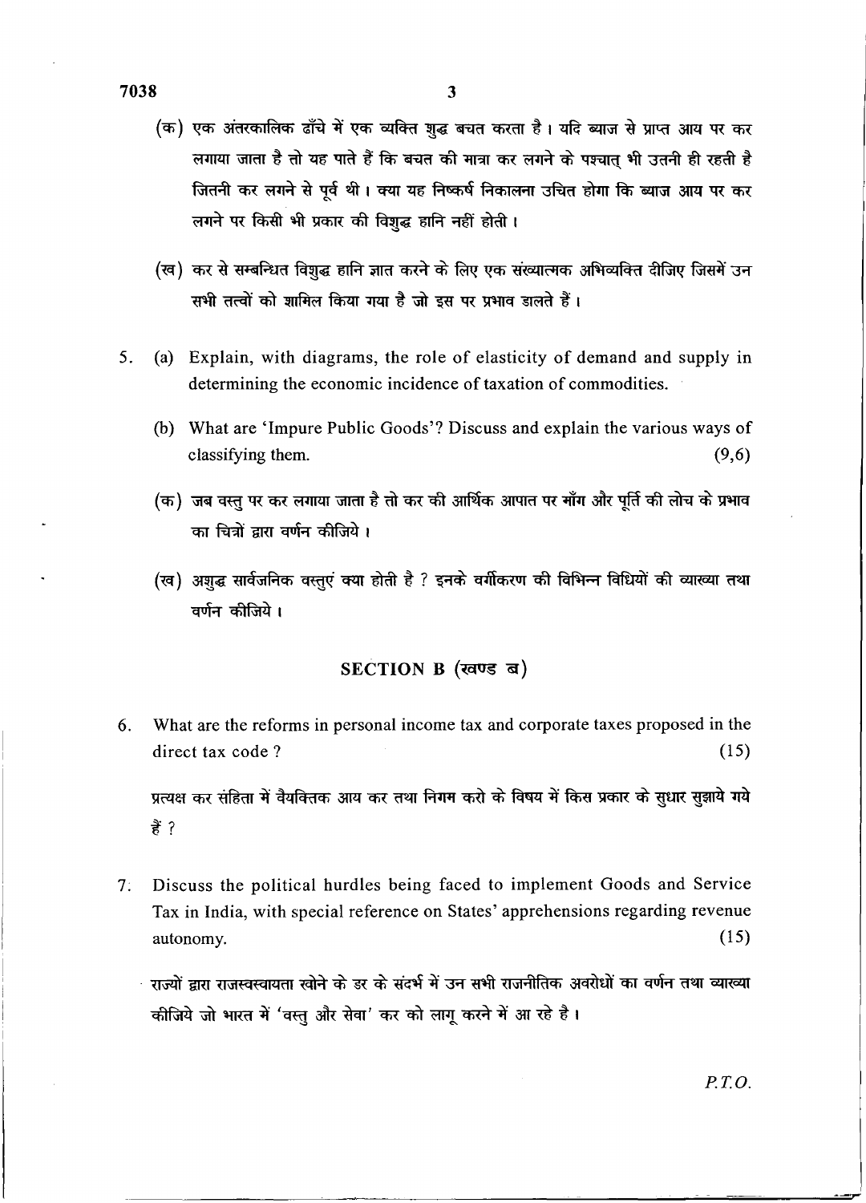(क) एक अंतरकालिक ढाँचे में एक व्यक्ति शुद्ध बचत करता है। यदि ब्याज से प्राप्त आय पर कर लगाया जाता है तो यह पाते हैं कि बचत की मात्रा कर लगने के पश्चात् भी उतनी ही रहती है जितनी कर लगने से पूर्व थी। क्या यह निष्कर्ष निकालना उचित होगा कि ब्याज आय पर कर लगने पर किसी भी प्रकार की विशुद्ध हानि नहीं होती।

(ख) कर से सम्बन्धित विशुद्ध हानि ज्ञात करने के लिए एक संख्यात्मक अभिव्यक्ति दीजिए जिसमें उन सभी तत्वों को शामिल किया गया है जो इस पर प्रभाव डालते हैं।

5. (a) Explain, with diagrams, the role of elasticity of demand and supply in determining the economic incidence of taxation of commodities.

   (b) What are 'Impure Public Goods'? Discuss and explain the various ways of classifying them. (9,6)

   (क) जब वस्तु पर कर लगाया जाता है तो कर की आर्थिक आपात पर माँग और पूर्ति की लोच के प्रभाव का चित्रों द्वारा वर्णन कीजिये।

   (ख) अशुद्ध सार्वजनिक वस्तुएं क्या होती है ? इनके वर्गीकरण की विभिन्न विधियों की व्याख्या तथा वर्णन कीजिये।

## SECTION B (खण्ड ब)

6. What are the reforms in personal income tax and corporate taxes proposed in the direct tax code ? (15)

   प्रत्यक्ष कर संहिता में वैयक्तिक आय कर तथा निगम करो के विषय में किस प्रकार के सुधार सुझाये गये हैं ?

7. Discuss the political hurdles being faced to implement Goods and Service Tax in India, with special reference on States' apprehensions regarding revenue autonomy. (15)

   राज्यों द्वारा राजस्वस्वायता खोने के डर के संदर्भ में उन सभी राजनीतिक अवरोधों का वर्णन तथा व्याख्या कीजिये जो भारत में 'वस्तु और सेवा' कर को लागू करने में आ रहे है।

P.T.O.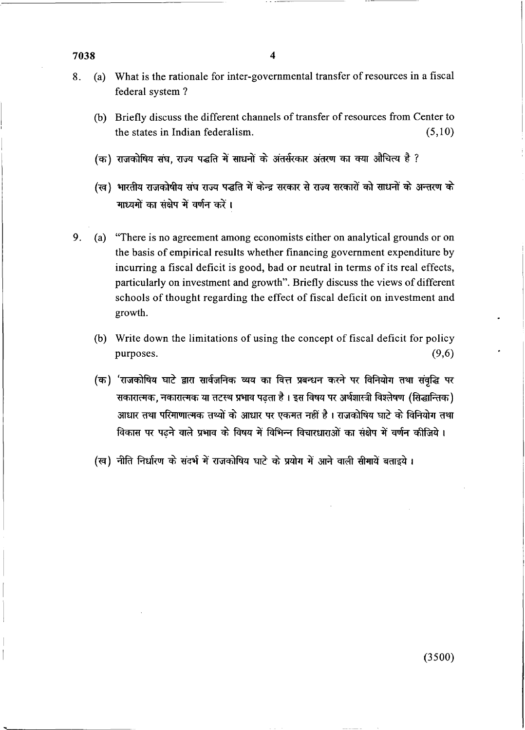8. (a) What is the rationale for inter-governmental transfer of resources in a fiscal federal system ?

   (b) Briefly discuss the different channels of transfer of resources from Center to the states in Indian federalism. (5,10)

   (क) राजकोषिय संघ, राज्य पद्धति में साधनों के अंतर्सरकार अंतरण का क्या औचित्य है ?

   (ख) भारतीय राजकोषीय संघ राज्य पद्धति में केन्द्र सरकार से राज्य सरकारों को साधनों के अन्तरण के माध्यमों का संक्षेप में वर्णन करें ।

9. (a) "There is no agreement among economists either on analytical grounds or on the basis of empirical results whether financing government expenditure by incurring a fiscal deficit is good, bad or neutral in terms of its real effects, particularly on investment and growth". Briefly discuss the views of different schools of thought regarding the effect of fiscal deficit on investment and growth.

   (b) Write down the limitations of using the concept of fiscal deficit for policy purposes. (9,6)

   (क) 'राजकोषिय घाटे द्वारा सार्वजनिक व्यय का वित्त प्रबन्धन करने पर विनियोग तथा संवृद्धि पर सकारात्मक, नकारात्मक या तटस्थ प्रभाव पड़ता है । इस विषय पर अर्थशास्त्री विश्लेषण (सिद्धान्तिक) आधार तथा परिमाणात्मक तथ्यों के आधार पर एकमत नहीं है । राजकोषिय घाटे के विनियोग तथा विकास पर पढ़ने वाले प्रभाव के विषय में विभिन्न विचारधाराओं का संक्षेप में वर्णन कीजिये ।

   (ख) नीति निर्धारण के संदर्भ में राजकोषिय घाटे के प्रयोग में आने वाली सीमायें बताइये ।

(3500)